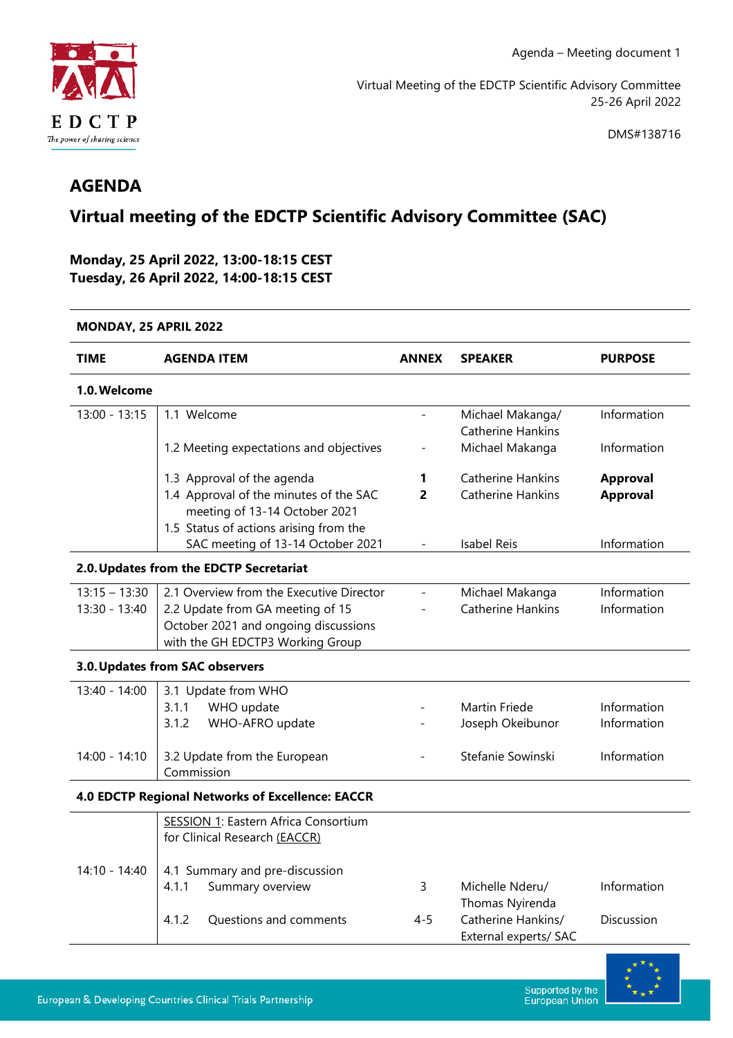Agenda – Meeting document 1

Virtual Meeting of the EDCTP Scientific Advisory Committee
25-26 April 2022

DMS#138716

# AGENDA

## Virtual meeting of the EDCTP Scientific Advisory Committee (SAC)

**Monday, 25 April 2022, 13:00-18:15 CEST**
**Tuesday, 26 April 2022, 14:00-18:15 CEST**

**MONDAY, 25 APRIL 2022**

| TIME | AGENDA ITEM | ANNEX | SPEAKER | PURPOSE |
|---|---|---|---|---|
| **1.0. Welcome** | | | | |
| 13:00 - 13:15 | 1.1 Welcome | - | Michael Makanga/ Catherine Hankins | Information |
| | 1.2 Meeting expectations and objectives | - | Michael Makanga | Information |
| | 1.3 Approval of the agenda | **1** | Catherine Hankins | **Approval** |
| | 1.4 Approval of the minutes of the SAC meeting of 13-14 October 2021 | **2** | Catherine Hankins | **Approval** |
| | 1.5 Status of actions arising from the SAC meeting of 13-14 October 2021 | - | Isabel Reis | Information |
| **2.0. Updates from the EDCTP Secretariat** | | | | |
| 13:15 – 13:30 | 2.1 Overview from the Executive Director | - | Michael Makanga | Information |
| 13:30 - 13:40 | 2.2 Update from GA meeting of 15 October 2021 and ongoing discussions with the GH EDCTP3 Working Group | - | Catherine Hankins | Information |
| **3.0. Updates from SAC observers** | | | | |
| 13:40 - 14:00 | 3.1 Update from WHO | | | |
| | 3.1.1 WHO update | - | Martin Friede | Information |
| | 3.1.2 WHO-AFRO update | - | Joseph Okeibunor | Information |
| 14:00 - 14:10 | 3.2 Update from the European Commission | - | Stefanie Sowinski | Information |
| **4.0 EDCTP Regional Networks of Excellence: EACCR** | | | | |
| | SESSION 1: Eastern Africa Consortium for Clinical Research (EACCR) | | | |
| 14:10 - 14:40 | 4.1 Summary and pre-discussion | | | |
| | 4.1.1 Summary overview | 3 | Michelle Nderu/ Thomas Nyirenda | Information |
| | 4.1.2 Questions and comments | 4-5 | Catherine Hankins/ External experts/ SAC | Discussion |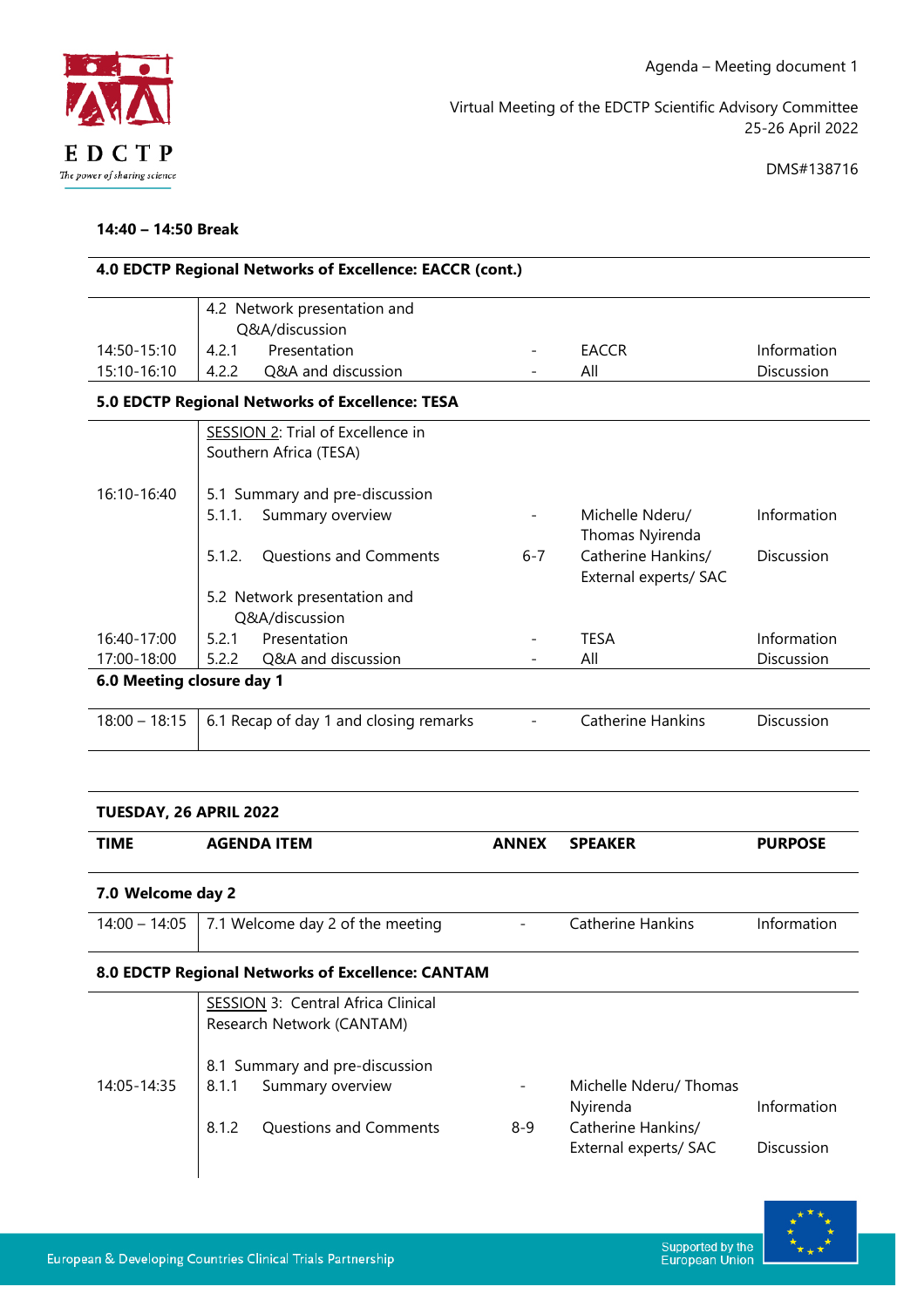**14:40 – 14:50 Break**

**4.0 EDCTP Regional Networks of Excellence: EACCR (cont.)**

| | | | | |
|---|---|---|---|---|
| | 4.2 Network presentation and Q&A/discussion | | | |
| 14:50-15:10 | 4.2.1 Presentation | - | EACCR | Information |
| 15:10-16:10 | 4.2.2 Q&A and discussion | - | All | Discussion |

**5.0 EDCTP Regional Networks of Excellence: TESA**

| | | | | |
|---|---|---|---|---|
| | SESSION 2: Trial of Excellence in Southern Africa (TESA) | | | |
| 16:10-16:40 | 5.1 Summary and pre-discussion | | | |
| | 5.1.1. Summary overview | - | Michelle Nderu/ Thomas Nyirenda | Information |
| | 5.1.2. Questions and Comments | 6-7 | Catherine Hankins/ External experts/ SAC | Discussion |
| | 5.2 Network presentation and Q&A/discussion | | | |
| 16:40-17:00 | 5.2.1 Presentation | - | TESA | Information |
| 17:00-18:00 | 5.2.2 Q&A and discussion | - | All | Discussion |

**6.0 Meeting closure day 1**

| | | | | |
|---|---|---|---|---|
| 18:00 – 18:15 | 6.1 Recap of day 1 and closing remarks | - | Catherine Hankins | Discussion |

**TUESDAY, 26 APRIL 2022**

| TIME | AGENDA ITEM | ANNEX | SPEAKER | PURPOSE |
|---|---|---|---|---|
| **7.0 Welcome day 2** | | | | |
| 14:00 – 14:05 | 7.1 Welcome day 2 of the meeting | - | Catherine Hankins | Information |
| **8.0 EDCTP Regional Networks of Excellence: CANTAM** | | | | |
| | SESSION 3: Central Africa Clinical Research Network (CANTAM) | | | |
| | 8.1 Summary and pre-discussion | | | |
| 14:05-14:35 | 8.1.1 Summary overview | - | Michelle Nderu/ Thomas Nyirenda | Information |
| | 8.1.2 Questions and Comments | 8-9 | Catherine Hankins/ External experts/ SAC | Discussion |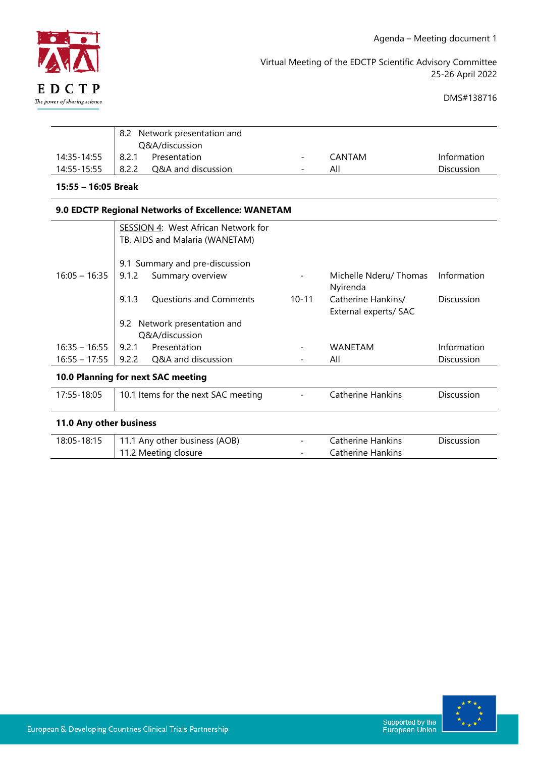| | | | | |
|---|---|---|---|---|
| | 8.2 Network presentation and Q&A/discussion | | | |
| 14:35-14:55 | 8.2.1 Presentation | - | CANTAM | Information |
| 14:55-15:55 | 8.2.2 Q&A and discussion | - | All | Discussion |

**15:55 – 16:05 Break**

**9.0 EDCTP Regional Networks of Excellence: WANETAM**

| | | | | |
|---|---|---|---|---|
| | SESSION 4: West African Network for TB, AIDS and Malaria (WANETAM) | | | |
| | 9.1 Summary and pre-discussion | | | |
| 16:05 – 16:35 | 9.1.2 Summary overview | - | Michelle Nderu/ Thomas Nyirenda | Information |
| | 9.1.3 Questions and Comments | 10-11 | Catherine Hankins/ External experts/ SAC | Discussion |
| | 9.2 Network presentation and Q&A/discussion | | | |
| 16:35 – 16:55 | 9.2.1 Presentation | - | WANETAM | Information |
| 16:55 – 17:55 | 9.2.2 Q&A and discussion | - | All | Discussion |

**10.0 Planning for next SAC meeting**

| | | | | |
|---|---|---|---|---|
| 17:55-18:05 | 10.1 Items for the next SAC meeting | - | Catherine Hankins | Discussion |

**11.0 Any other business**

| | | | | |
|---|---|---|---|---|
| 18:05-18:15 | 11.1 Any other business (AOB) | - | Catherine Hankins | Discussion |
| | 11.2 Meeting closure | - | Catherine Hankins | |